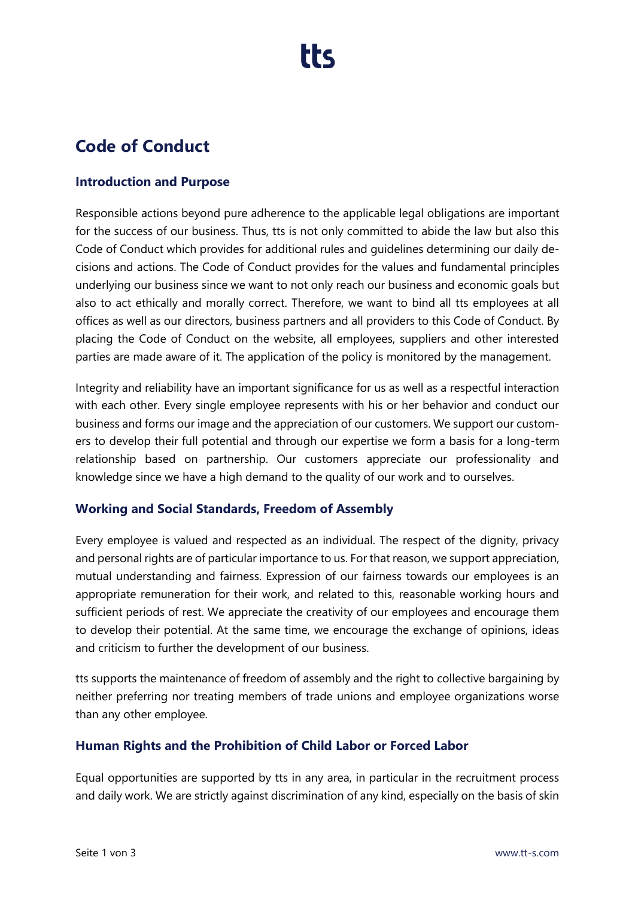# Code of Conduct

## Introduction and Purpose

Responsible actions beyond pure adherence to the applicable legal obligations are important for the success of our business. Thus, tts is not only committed to abide the law but also this Code of Conduct which provides for additional rules and guidelines determining our daily decisions and actions. The Code of Conduct provides for the values and fundamental principles underlying our business since we want to not only reach our business and economic goals but also to act ethically and morally correct. Therefore, we want to bind all tts employees at all offices as well as our directors, business partners and all providers to this Code of Conduct. By placing the Code of Conduct on the website, all employees, suppliers and other interested parties are made aware of it. The application of the policy is monitored by the management.

Integrity and reliability have an important significance for us as well as a respectful interaction with each other. Every single employee represents with his or her behavior and conduct our business and forms our image and the appreciation of our customers. We support our customers to develop their full potential and through our expertise we form a basis for a long-term relationship based on partnership. Our customers appreciate our professionality and knowledge since we have a high demand to the quality of our work and to ourselves.

## Working and Social Standards, Freedom of Assembly

Every employee is valued and respected as an individual. The respect of the dignity, privacy and personal rights are of particular importance to us. For that reason, we support appreciation, mutual understanding and fairness. Expression of our fairness towards our employees is an appropriate remuneration for their work, and related to this, reasonable working hours and sufficient periods of rest. We appreciate the creativity of our employees and encourage them to develop their potential. At the same time, we encourage the exchange of opinions, ideas and criticism to further the development of our business.

tts supports the maintenance of freedom of assembly and the right to collective bargaining by neither preferring nor treating members of trade unions and employee organizations worse than any other employee.

## Human Rights and the Prohibition of Child Labor or Forced Labor

Equal opportunities are supported by tts in any area, in particular in the recruitment process and daily work. We are strictly against discrimination of any kind, especially on the basis of skin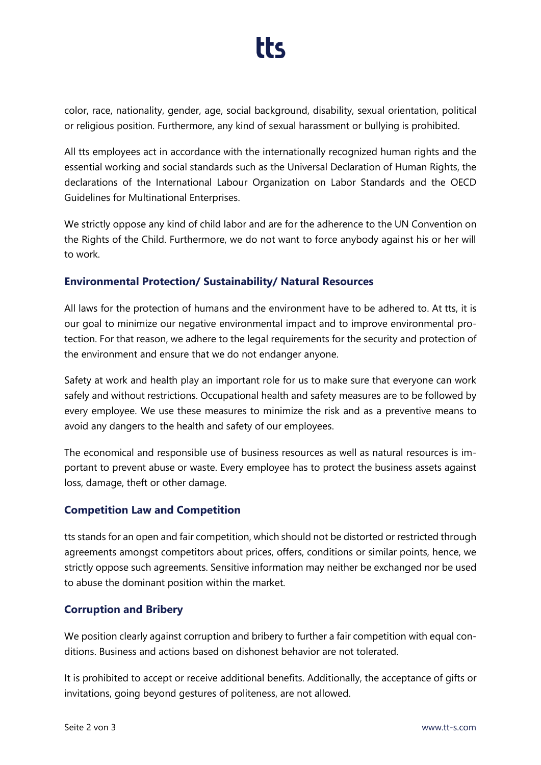color, race, nationality, gender, age, social background, disability, sexual orientation, political or religious position. Furthermore, any kind of sexual harassment or bullying is prohibited.

All tts employees act in accordance with the internationally recognized human rights and the essential working and social standards such as the Universal Declaration of Human Rights, the declarations of the International Labour Organization on Labor Standards and the OECD Guidelines for Multinational Enterprises.

We strictly oppose any kind of child labor and are for the adherence to the UN Convention on the Rights of the Child. Furthermore, we do not want to force anybody against his or her will to work.

## Environmental Protection/ Sustainability/ Natural Resources

All laws for the protection of humans and the environment have to be adhered to. At tts, it is our goal to minimize our negative environmental impact and to improve environmental protection. For that reason, we adhere to the legal requirements for the security and protection of the environment and ensure that we do not endanger anyone.

Safety at work and health play an important role for us to make sure that everyone can work safely and without restrictions. Occupational health and safety measures are to be followed by every employee. We use these measures to minimize the risk and as a preventive means to avoid any dangers to the health and safety of our employees.

The economical and responsible use of business resources as well as natural resources is important to prevent abuse or waste. Every employee has to protect the business assets against loss, damage, theft or other damage.

## Competition Law and Competition

tts stands for an open and fair competition, which should not be distorted or restricted through agreements amongst competitors about prices, offers, conditions or similar points, hence, we strictly oppose such agreements. Sensitive information may neither be exchanged nor be used to abuse the dominant position within the market.

## Corruption and Bribery

We position clearly against corruption and bribery to further a fair competition with equal conditions. Business and actions based on dishonest behavior are not tolerated.

It is prohibited to accept or receive additional benefits. Additionally, the acceptance of gifts or invitations, going beyond gestures of politeness, are not allowed.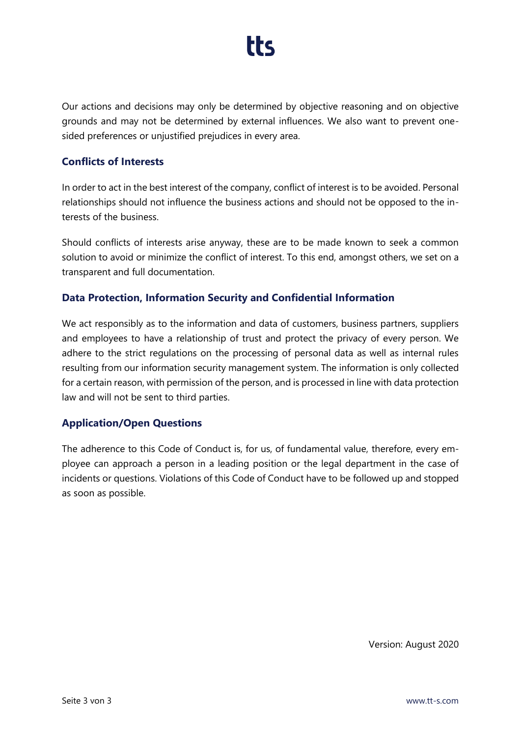Our actions and decisions may only be determined by objective reasoning and on objective grounds and may not be determined by external influences. We also want to prevent one-sided preferences or unjustified prejudices in every area.

## Conflicts of Interests

In order to act in the best interest of the company, conflict of interest is to be avoided. Personal relationships should not influence the business actions and should not be opposed to the interests of the business.

Should conflicts of interests arise anyway, these are to be made known to seek a common solution to avoid or minimize the conflict of interest. To this end, amongst others, we set on a transparent and full documentation.

## Data Protection, Information Security and Confidential Information

We act responsibly as to the information and data of customers, business partners, suppliers and employees to have a relationship of trust and protect the privacy of every person. We adhere to the strict regulations on the processing of personal data as well as internal rules resulting from our information security management system. The information is only collected for a certain reason, with permission of the person, and is processed in line with data protection law and will not be sent to third parties.

## Application/Open Questions

The adherence to this Code of Conduct is, for us, of fundamental value, therefore, every employee can approach a person in a leading position or the legal department in the case of incidents or questions. Violations of this Code of Conduct have to be followed up and stopped as soon as possible.

Version: August 2020